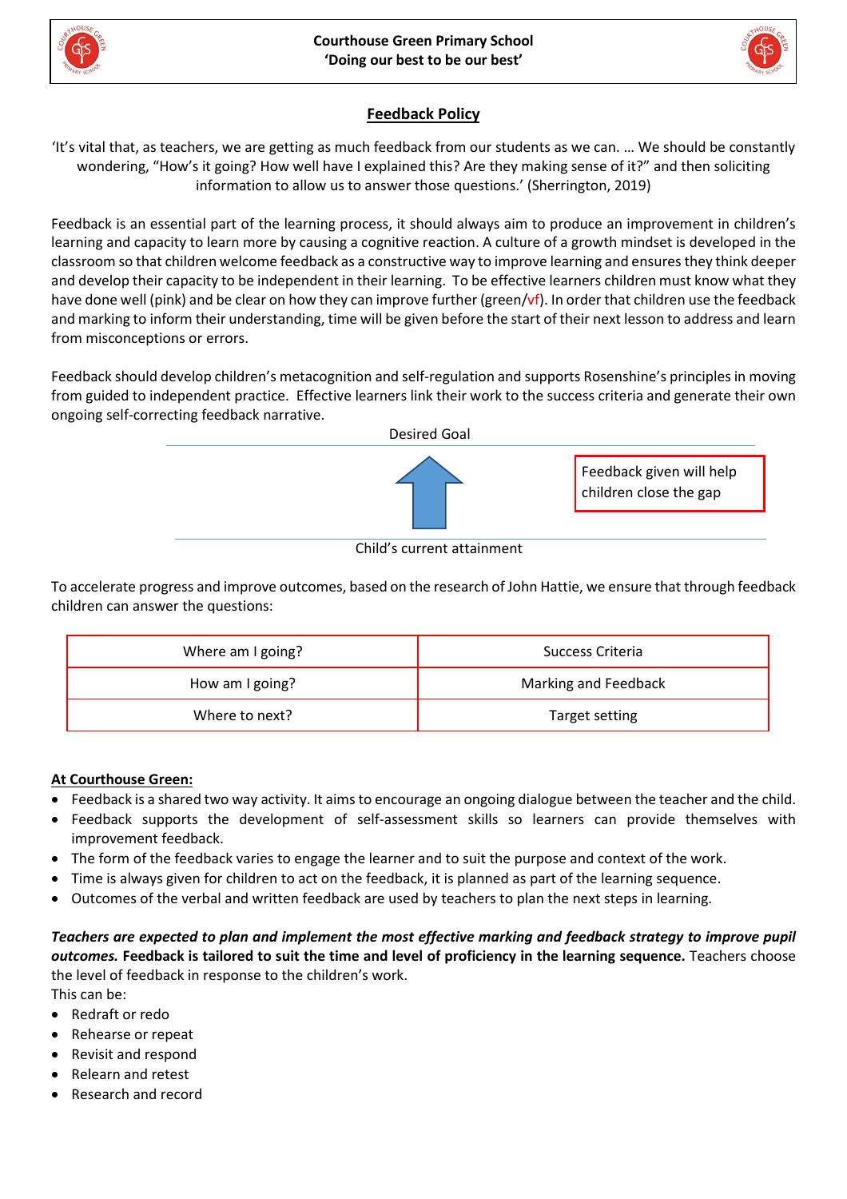Courthouse Green Primary School
'Doing our best to be our best'

# Feedback Policy

'It's vital that, as teachers, we are getting as much feedback from our students as we can. … We should be constantly wondering, "How's it going? How well have I explained this? Are they making sense of it?" and then soliciting information to allow us to answer those questions.' (Sherrington, 2019)

Feedback is an essential part of the learning process, it should always aim to produce an improvement in children's learning and capacity to learn more by causing a cognitive reaction. A culture of a growth mindset is developed in the classroom so that children welcome feedback as a constructive way to improve learning and ensures they think deeper and develop their capacity to be independent in their learning. To be effective learners children must know what they have done well (pink) and be clear on how they can improve further (green/vf). In order that children use the feedback and marking to inform their understanding, time will be given before the start of their next lesson to address and learn from misconceptions or errors.

Feedback should develop children's metacognition and self-regulation and supports Rosenshine's principles in moving from guided to independent practice. Effective learners link their work to the success criteria and generate their own ongoing self-correcting feedback narrative.

Desired Goal

Feedback given will help children close the gap

Child's current attainment

To accelerate progress and improve outcomes, based on the research of John Hattie, we ensure that through feedback children can answer the questions:

| Where am I going? | Success Criteria |
|---|---|
| How am I going? | Marking and Feedback |
| Where to next? | Target setting |

**At Courthouse Green:**

- Feedback is a shared two way activity. It aims to encourage an ongoing dialogue between the teacher and the child.
- Feedback supports the development of self-assessment skills so learners can provide themselves with improvement feedback.
- The form of the feedback varies to engage the learner and to suit the purpose and context of the work.
- Time is always given for children to act on the feedback, it is planned as part of the learning sequence.
- Outcomes of the verbal and written feedback are used by teachers to plan the next steps in learning.

***Teachers are expected to plan and implement the most effective marking and feedback strategy to improve pupil outcomes.*** **Feedback is tailored to suit the time and level of proficiency in the learning sequence.** Teachers choose the level of feedback in response to the children's work.
This can be:

- Redraft or redo
- Rehearse or repeat
- Revisit and respond
- Relearn and retest
- Research and record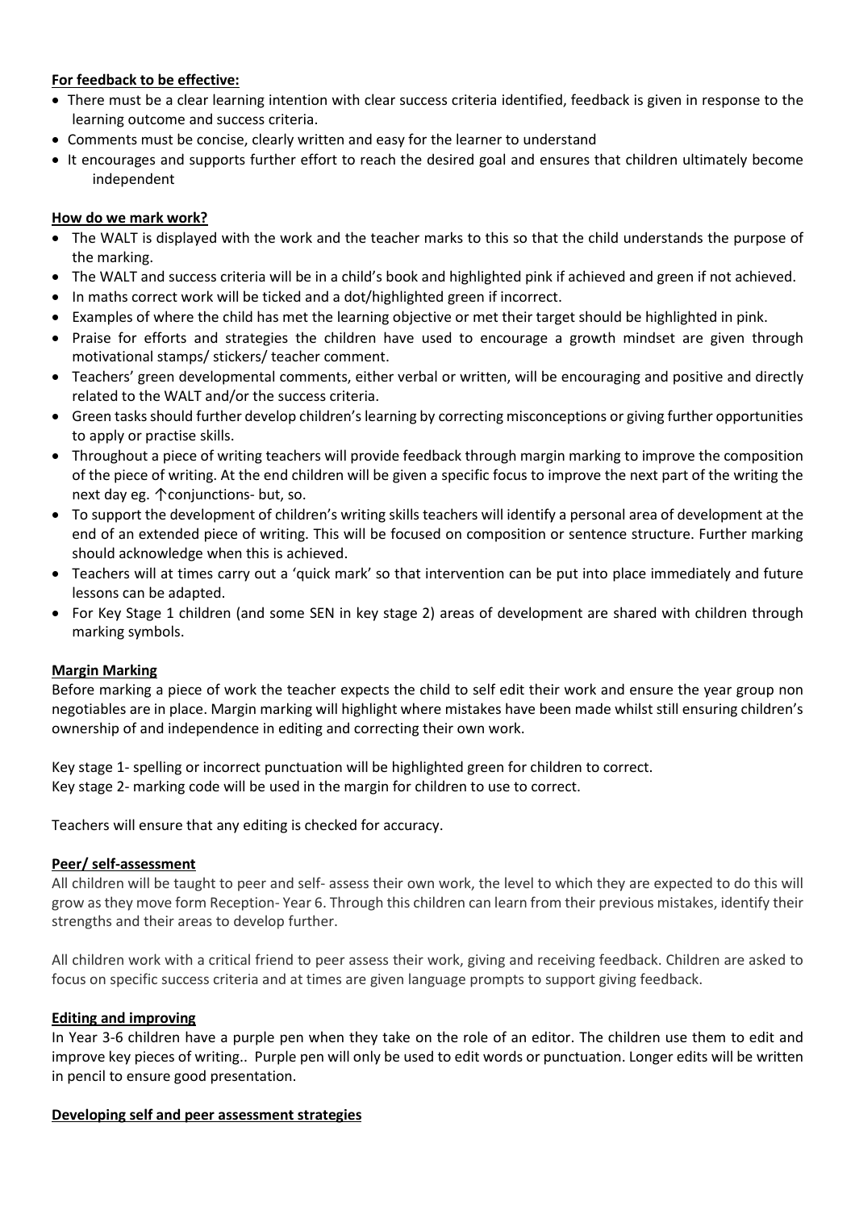**For feedback to be effective:**

- There must be a clear learning intention with clear success criteria identified, feedback is given in response to the learning outcome and success criteria.
- Comments must be concise, clearly written and easy for the learner to understand
- It encourages and supports further effort to reach the desired goal and ensures that children ultimately become independent

**How do we mark work?**

- The WALT is displayed with the work and the teacher marks to this so that the child understands the purpose of the marking.
- The WALT and success criteria will be in a child's book and highlighted pink if achieved and green if not achieved.
- In maths correct work will be ticked and a dot/highlighted green if incorrect.
- Examples of where the child has met the learning objective or met their target should be highlighted in pink.
- Praise for efforts and strategies the children have used to encourage a growth mindset are given through motivational stamps/ stickers/ teacher comment.
- Teachers' green developmental comments, either verbal or written, will be encouraging and positive and directly related to the WALT and/or the success criteria.
- Green tasks should further develop children's learning by correcting misconceptions or giving further opportunities to apply or practise skills.
- Throughout a piece of writing teachers will provide feedback through margin marking to improve the composition of the piece of writing. At the end children will be given a specific focus to improve the next part of the writing the next day eg. ↑conjunctions- but, so.
- To support the development of children's writing skills teachers will identify a personal area of development at the end of an extended piece of writing. This will be focused on composition or sentence structure. Further marking should acknowledge when this is achieved.
- Teachers will at times carry out a 'quick mark' so that intervention can be put into place immediately and future lessons can be adapted.
- For Key Stage 1 children (and some SEN in key stage 2) areas of development are shared with children through marking symbols.

**Margin Marking**

Before marking a piece of work the teacher expects the child to self edit their work and ensure the year group non negotiables are in place. Margin marking will highlight where mistakes have been made whilst still ensuring children's ownership of and independence in editing and correcting their own work.

Key stage 1- spelling or incorrect punctuation will be highlighted green for children to correct.
Key stage 2- marking code will be used in the margin for children to use to correct.

Teachers will ensure that any editing is checked for accuracy.

**Peer/ self-assessment**

All children will be taught to peer and self- assess their own work, the level to which they are expected to do this will grow as they move form Reception- Year 6. Through this children can learn from their previous mistakes, identify their strengths and their areas to develop further.

All children work with a critical friend to peer assess their work, giving and receiving feedback. Children are asked to focus on specific success criteria and at times are given language prompts to support giving feedback.

**Editing and improving**

In Year 3-6 children have a purple pen when they take on the role of an editor. The children use them to edit and improve key pieces of writing.. Purple pen will only be used to edit words or punctuation. Longer edits will be written in pencil to ensure good presentation.

**Developing self and peer assessment strategies**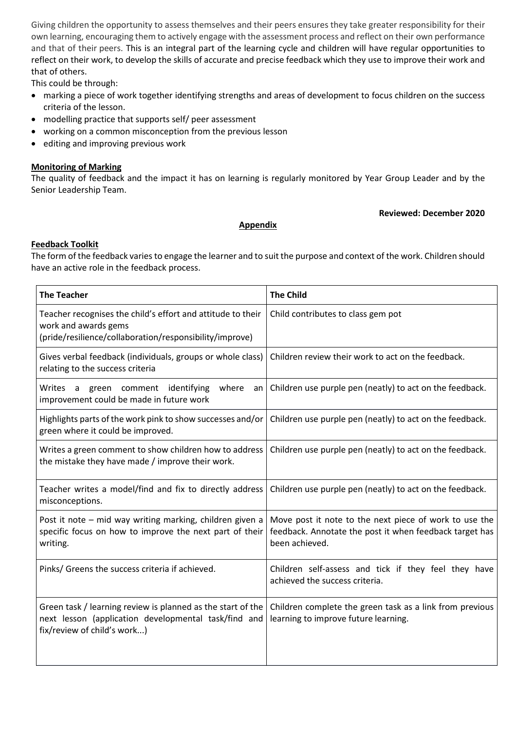Giving children the opportunity to assess themselves and their peers ensures they take greater responsibility for their own learning, encouraging them to actively engage with the assessment process and reflect on their own performance and that of their peers. This is an integral part of the learning cycle and children will have regular opportunities to reflect on their work, to develop the skills of accurate and precise feedback which they use to improve their work and that of others.

This could be through:

- marking a piece of work together identifying strengths and areas of development to focus children on the success criteria of the lesson.
- modelling practice that supports self/ peer assessment
- working on a common misconception from the previous lesson
- editing and improving previous work

**Monitoring of Marking**

The quality of feedback and the impact it has on learning is regularly monitored by Year Group Leader and by the Senior Leadership Team.

**Reviewed: December 2020**

**Appendix**

**Feedback Toolkit**

The form of the feedback varies to engage the learner and to suit the purpose and context of the work. Children should have an active role in the feedback process.

| **The Teacher** | **The Child** |
|---|---|
| Teacher recognises the child's effort and attitude to their work and awards gems (pride/resilience/collaboration/responsibility/improve) | Child contributes to class gem pot |
| Gives verbal feedback (individuals, groups or whole class) relating to the success criteria | Children review their work to act on the feedback. |
| Writes a green comment identifying where an improvement could be made in future work | Children use purple pen (neatly) to act on the feedback. |
| Highlights parts of the work pink to show successes and/or green where it could be improved. | Children use purple pen (neatly) to act on the feedback. |
| Writes a green comment to show children how to address the mistake they have made / improve their work. | Children use purple pen (neatly) to act on the feedback. |
| Teacher writes a model/find and fix to directly address misconceptions. | Children use purple pen (neatly) to act on the feedback. |
| Post it note – mid way writing marking, children given a specific focus on how to improve the next part of their writing. | Move post it note to the next piece of work to use the feedback. Annotate the post it when feedback target has been achieved. |
| Pinks/ Greens the success criteria if achieved. | Children self-assess and tick if they feel they have achieved the success criteria. |
| Green task / learning review is planned as the start of the next lesson (application developmental task/find and fix/review of child's work...) | Children complete the green task as a link from previous learning to improve future learning. |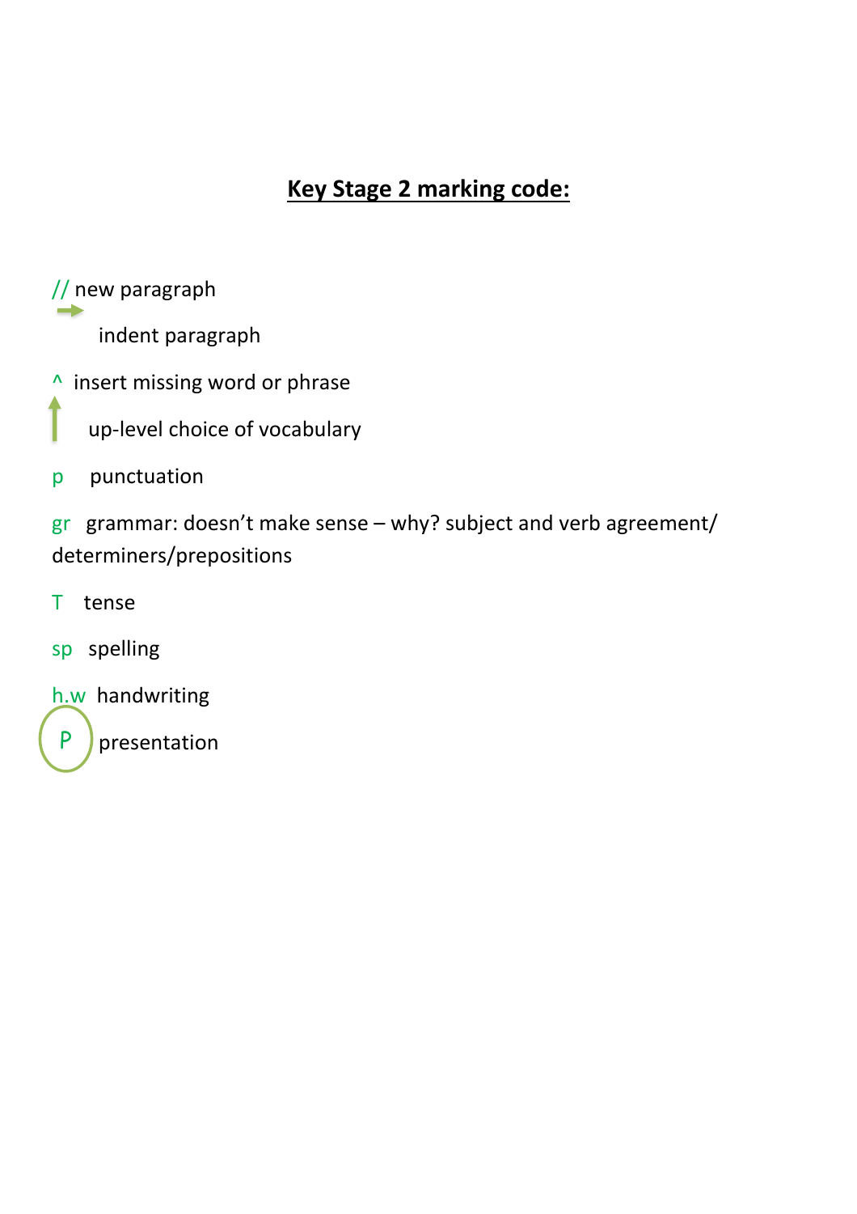## **Key Stage 2 marking code:**

// new paragraph

→ indent paragraph

^ insert missing word or phrase

↑ up-level choice of vocabulary

p punctuation

gr grammar: doesn't make sense – why? subject and verb agreement/ determiners/prepositions

T tense

sp spelling

h.w handwriting

(P) presentation